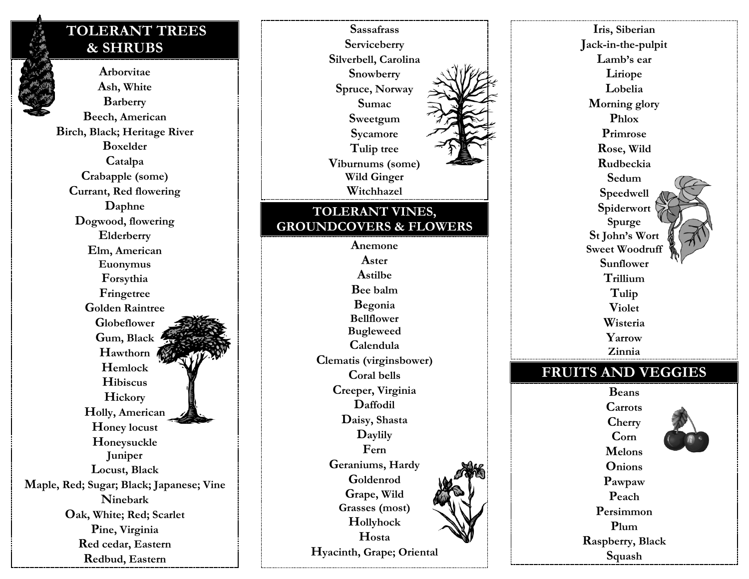## TOLERANT TREES & SHRUBS

Arborvitae
Ash, White
Barberry
Beech, American
Birch, Black; Heritage River
Boxelder
Catalpa
Crabapple (some)
Currant, Red flowering
Daphne
Dogwood, flowering
Elderberry
Elm, American
Euonymus
Forsythia
Fringetree
Golden Raintree
Globeflower
Gum, Black
Hawthorn
Hemlock
Hibiscus
Hickory
Holly, American
Honey locust
Honeysuckle
Juniper
Locust, Black
Maple, Red; Sugar; Black; Japanese; Vine
Ninebark
Oak, White; Red; Scarlet
Pine, Virginia
Red cedar, Eastern
Redbud, Eastern
Sassafrass
Serviceberry
Silverbell, Carolina
Snowberry
Spruce, Norway
Sumac
Sweetgum
Sycamore
Tulip tree
Viburnums (some)
Wild Ginger
Witchhazel

## TOLERANT VINES, GROUNDCOVERS & FLOWERS

Anemone
Aster
Astilbe
Bee balm
Begonia
Bellflower
Bugleweed
Calendula
Clematis (virginsbower)
Coral bells
Creeper, Virginia
Daffodil
Daisy, Shasta
Daylily
Fern
Geraniums, Hardy
Goldenrod
Grape, Wild
Grasses (most)
Hollyhock
Hosta
Hyacinth, Grape; Oriental
Iris, Siberian
Jack-in-the-pulpit
Lamb's ear
Liriope
Lobelia
Morning glory
Phlox
Primrose
Rose, Wild
Rudbeckia
Sedum
Speedwell
Spiderwort
Spurge
St John's Wort
Sweet Woodruff
Sunflower
Trillium
Tulip
Violet
Wisteria
Yarrow
Zinnia

## FRUITS AND VEGGIES

Beans
Carrots
Cherry
Corn
Melons
Onions
Pawpaw
Peach
Persimmon
Plum
Raspberry, Black
Squash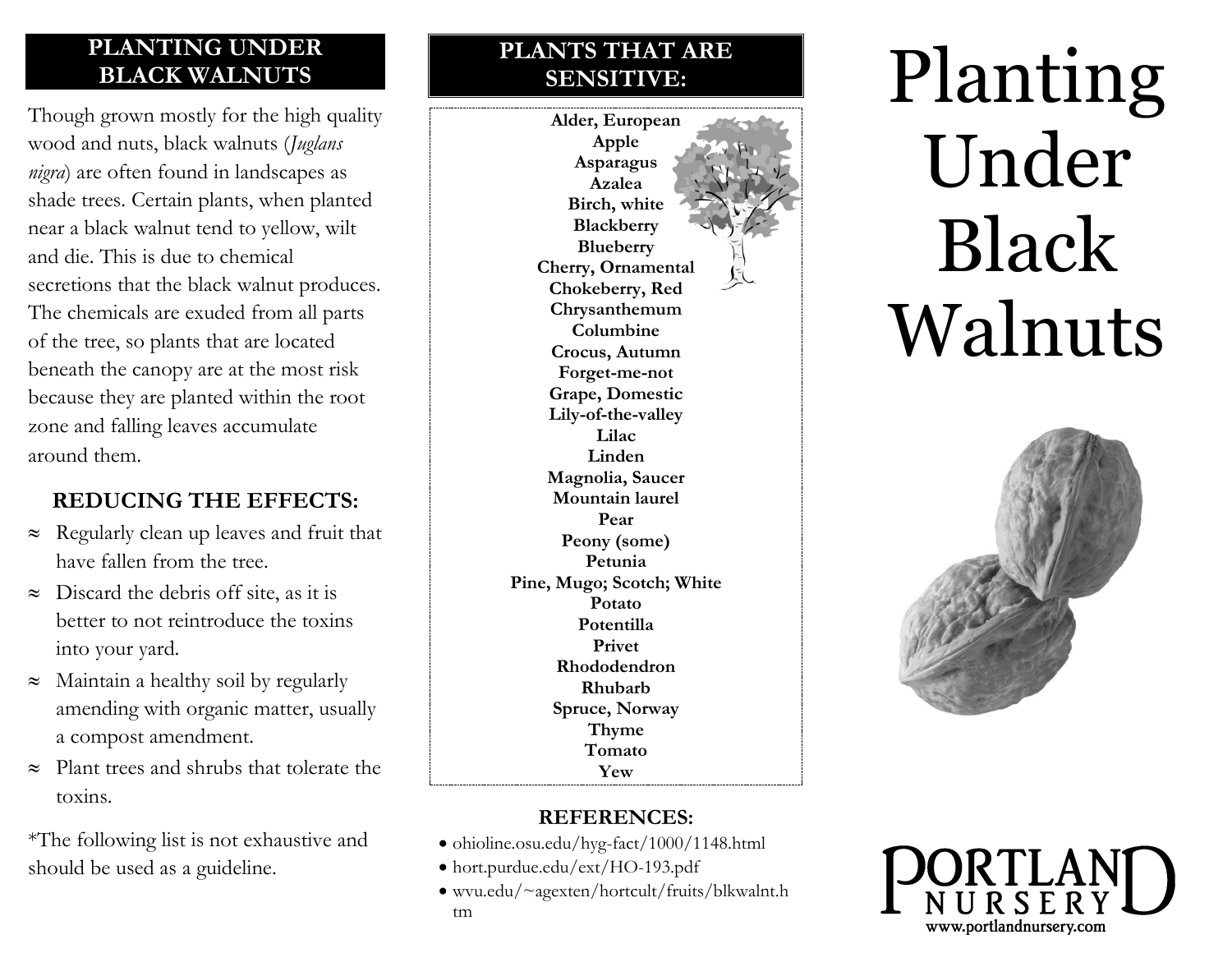## PLANTING UNDER BLACK WALNUTS

Though grown mostly for the high quality wood and nuts, black walnuts (*Juglans nigra*) are often found in landscapes as shade trees. Certain plants, when planted near a black walnut tend to yellow, wilt and die. This is due to chemical secretions that the black walnut produces. The chemicals are exuded from all parts of the tree, so plants that are located beneath the canopy are at the most risk because they are planted within the root zone and falling leaves accumulate around them.

### REDUCING THE EFFECTS:

- ≈ Regularly clean up leaves and fruit that have fallen from the tree.
- ≈ Discard the debris off site, as it is better to not reintroduce the toxins into your yard.
- ≈ Maintain a healthy soil by regularly amending with organic matter, usually a compost amendment.
- ≈ Plant trees and shrubs that tolerate the toxins.

*The following list is not exhaustive and should be used as a guideline.

## PLANTS THAT ARE SENSITIVE:

**Alder, European**
**Apple**
**Asparagus**
**Azalea**
**Birch, white**
**Blackberry**
**Blueberry**
**Cherry, Ornamental**
**Chokeberry, Red**
**Chrysanthemum**
**Columbine**
**Crocus, Autumn**
**Forget-me-not**
**Grape, Domestic**
**Lily-of-the-valley**
**Lilac**
**Linden**
**Magnolia, Saucer**
**Mountain laurel**
**Pear**
**Peony (some)**
**Petunia**
**Pine, Mugo; Scotch; White**
**Potato**
**Potentilla**
**Privet**
**Rhododendron**
**Rhubarb**
**Spruce, Norway**
**Thyme**
**Tomato**
**Yew**

### REFERENCES:

- ohioline.osu.edu/hyg-fact/1000/1148.html
- hort.purdue.edu/ext/HO-193.pdf
- wvu.edu/~agexten/hortcult/fruits/blkwalnt.htm

# Planting Under Black Walnuts

PORTLAND NURSERY
www.portlandnursery.com